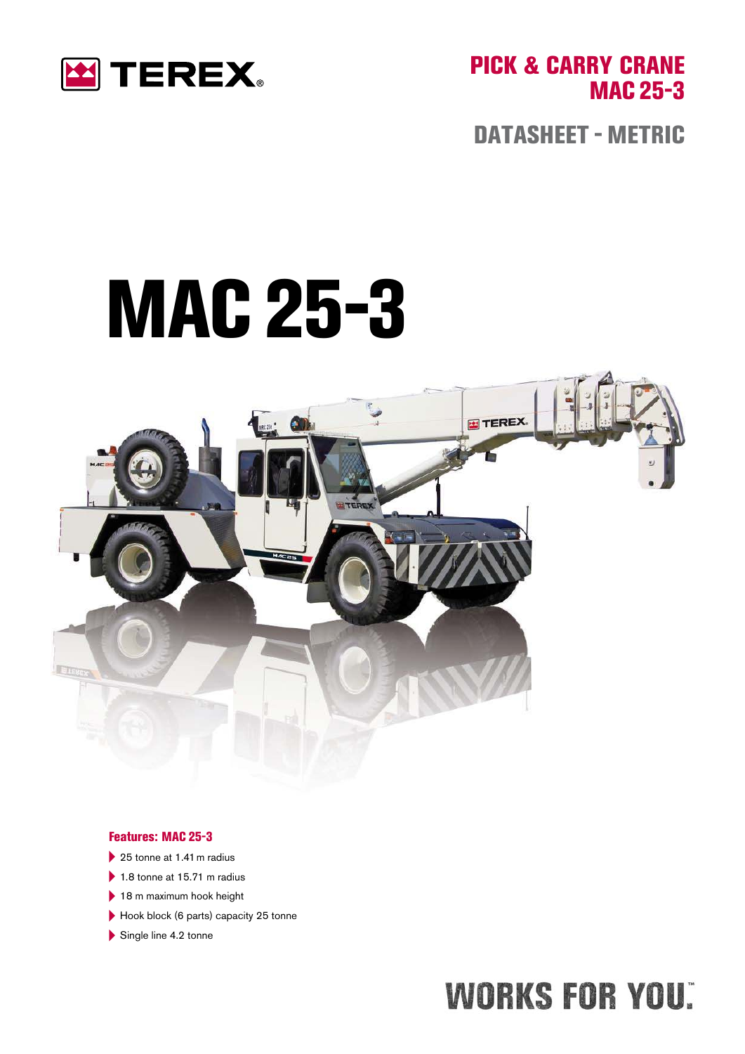TEREX

# PICK & CARRY CRANE MAC 25-3

## DATASHEET - METRIC

# MAC 25-3

### Features: MAC 25-3

- 25 tonne at 1.41 m radius
- 1.8 tonne at 15.71 m radius
- 18 m maximum hook height
- Hook block (6 parts) capacity 25 tonne
- Single line 4.2 tonne

WORKS FOR YOU.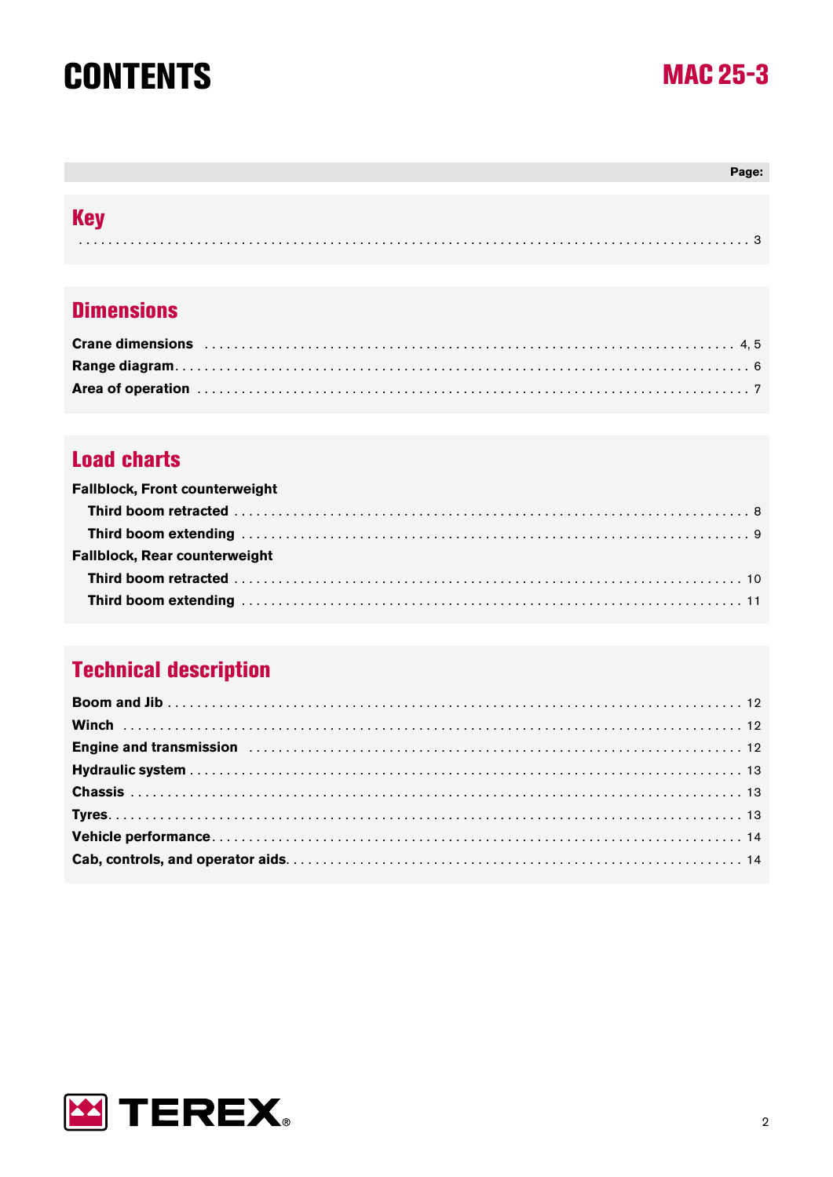# CONTENTS

MAC 25-3

| | Page: |
|---|---|

## Key

| | Page |
|---|---|
| Key | 3 |

## Dimensions

| | Page |
|---|---|
| **Crane dimensions** | 4, 5 |
| **Range diagram** | 6 |
| **Area of operation** | 7 |

## Load charts

| | Page |
|---|---|
| **Fallblock, Front counterweight** | |
| **Third boom retracted** | 8 |
| **Third boom extending** | 9 |
| **Fallblock, Rear counterweight** | |
| **Third boom retracted** | 10 |
| **Third boom extending** | 11 |

## Technical description

| | Page |
|---|---|
| **Boom and Jib** | 12 |
| **Winch** | 12 |
| **Engine and transmission** | 12 |
| **Hydraulic system** | 13 |
| **Chassis** | 13 |
| **Tyres** | 13 |
| **Vehicle performance** | 14 |
| **Cab, controls, and operator aids** | 14 |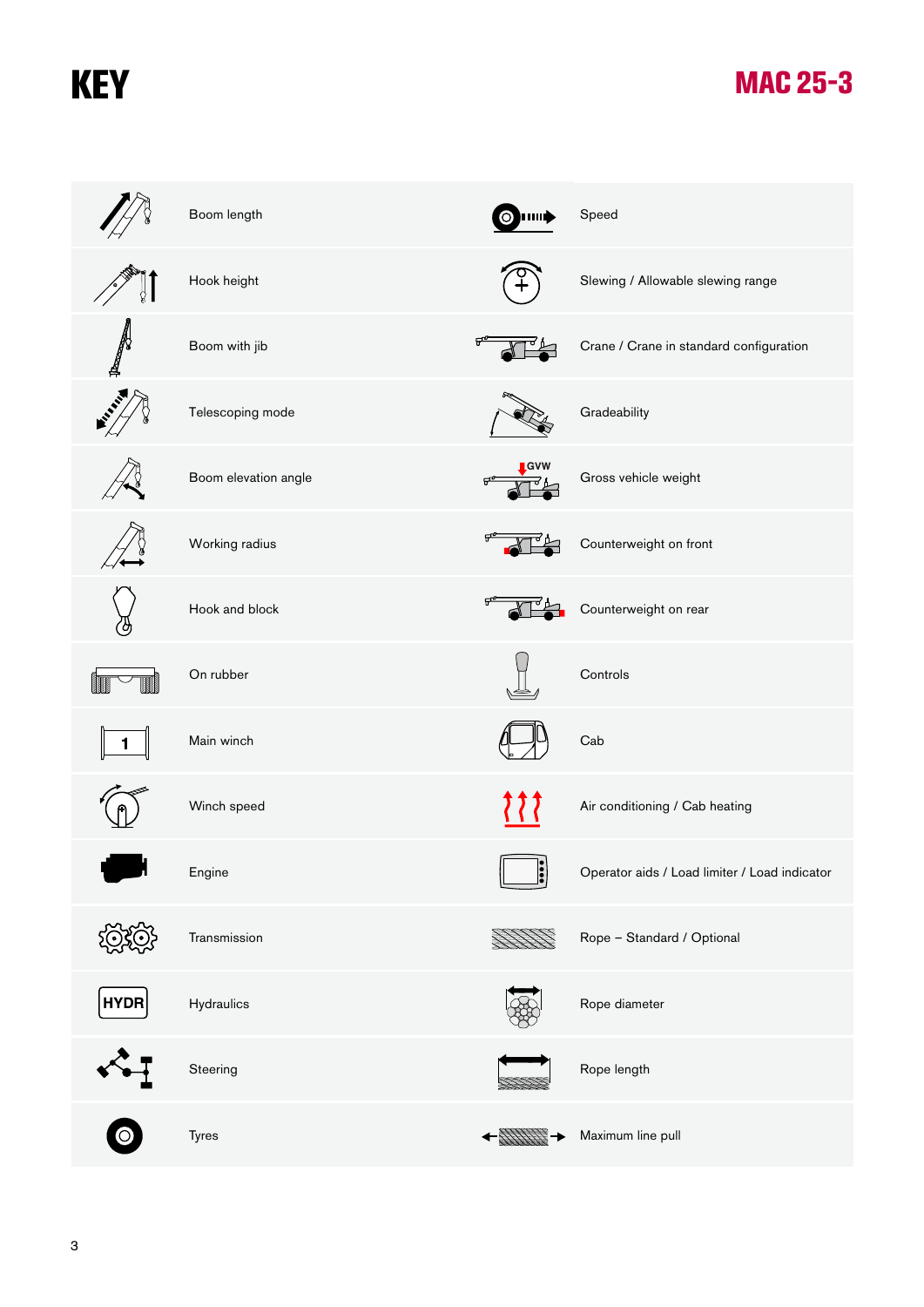# KEY

MAC 25-3

| | |
|---|---|
| Boom length | Speed |
| Hook height | Slewing / Allowable slewing range |
| Boom with jib | Crane / Crane in standard configuration |
| Telescoping mode | Gradeability |
| Boom elevation angle | Gross vehicle weight |
| Working radius | Counterweight on front |
| Hook and block | Counterweight on rear |
| On rubber | Controls |
| Main winch | Cab |
| Winch speed | Air conditioning / Cab heating |
| Engine | Operator aids / Load limiter / Load indicator |
| Transmission | Rope – Standard / Optional |
| Hydraulics | Rope diameter |
| Steering | Rope length |
| Tyres | Maximum line pull |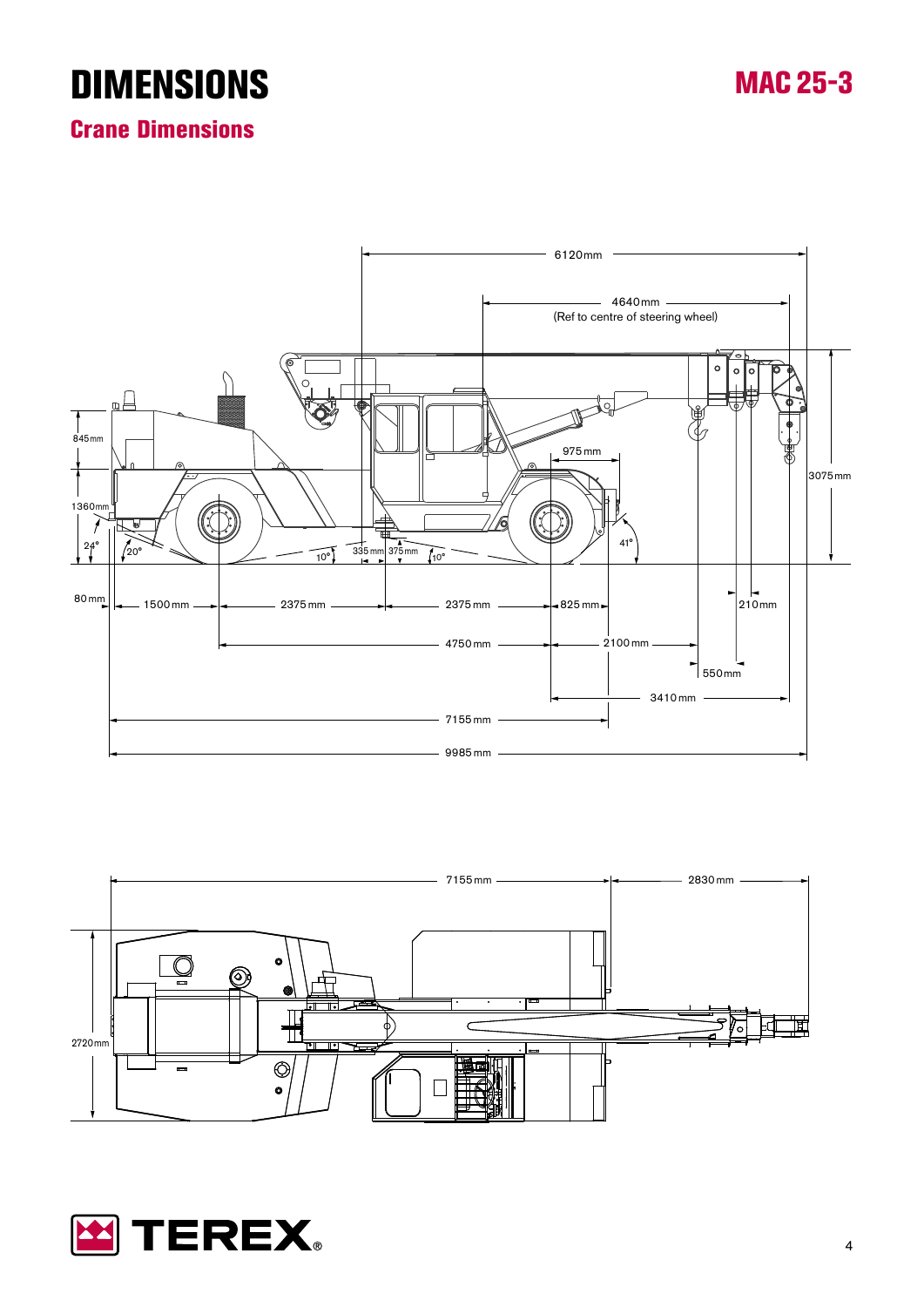# DIMENSIONS

MAC 25-3

## Crane Dimensions

6120mm

4640mm
(Ref to centre of steering wheel)

845mm

1360mm

24°

20°

10°

335mm 375mm

10°

975mm

41°

3075mm

80mm

1500mm

2375mm

2375mm

825mm

210mm

4750mm

2100mm

550mm

3410mm

7155mm

9985mm

7155mm

2830mm

2720mm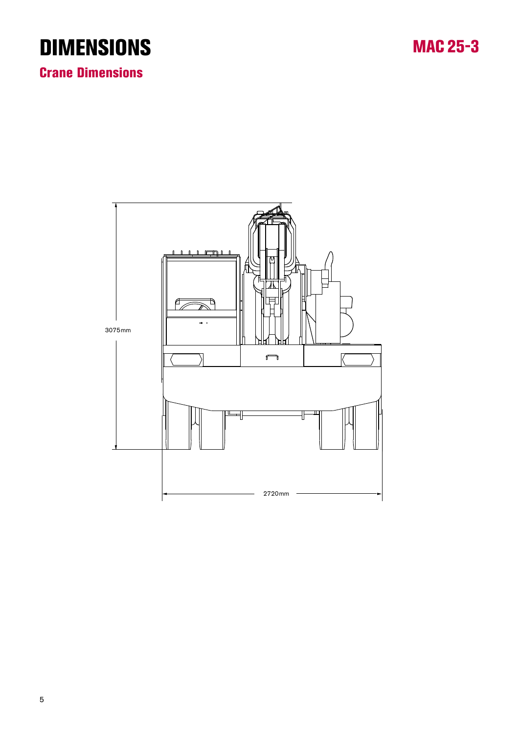# DIMENSIONS

MAC 25-3

## Crane Dimensions

3075mm

2720mm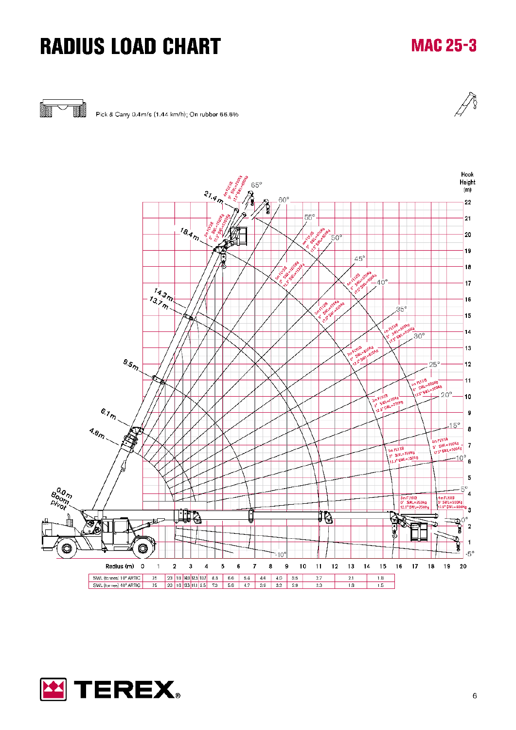# RADIUS LOAD CHART

## MAC 25-3

Pick & Carry 0.4m/s (1.44 km/h); On rubber 66.6%

Radius (m): 0 1 2 3 4 5 6 7 8 9 10 11 12 13 14 15 16 17 18 19 20

| | | | | | | | | | | | | | | |
|---|---|---|---|---|---|---|---|---|---|---|---|---|---|---|
| SWL (tonnes) 10° ARTIC | 25 | 23 | 18 | 14.9 | 12.5 | 10.7 | 8.8 | 6.6 | 5.4 | 4.6 | 4.0 | 3.5 | 2.7 | 2.1 | 1.8 |
| SWL (tonnes) 40° ARTIC | 25 | 20 | 16 | 13.3 | 11.1 | 9.5 | 7.3 | 5.8 | 4.7 | 3.9 | 3.3 | 2.9 | 2.3 | 1.8 | 1.5 |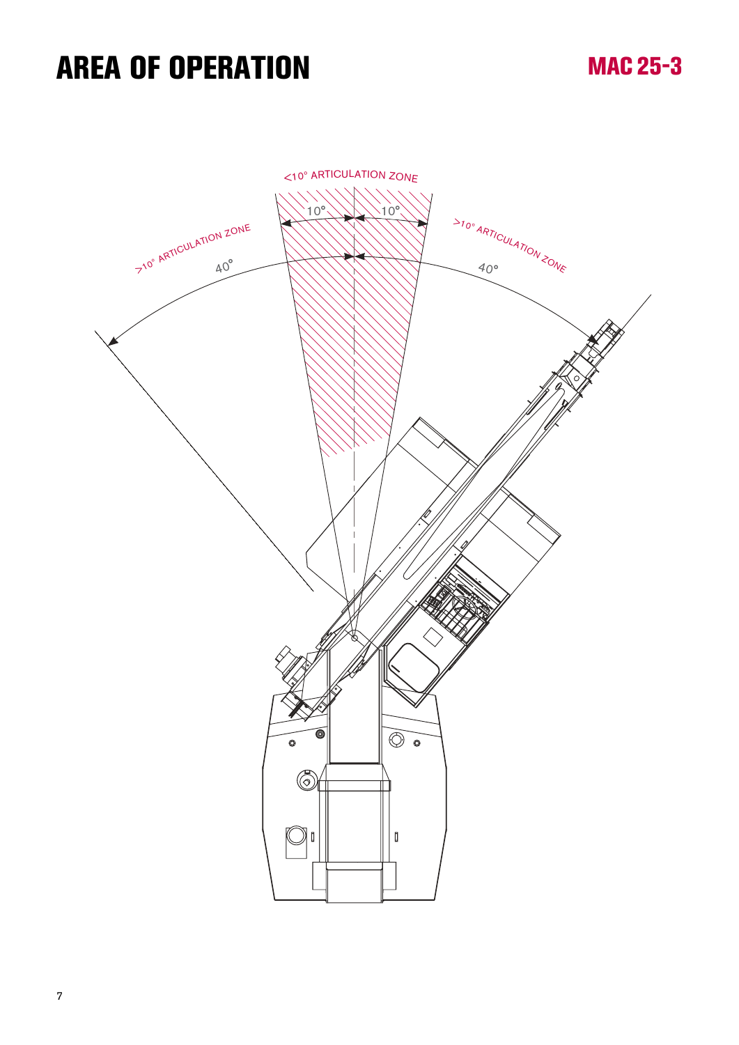# AREA OF OPERATION

<10° ARTICULATION ZONE

10° 10°

>10° ARTICULATION ZONE

40°

>10° ARTICULATION ZONE

40°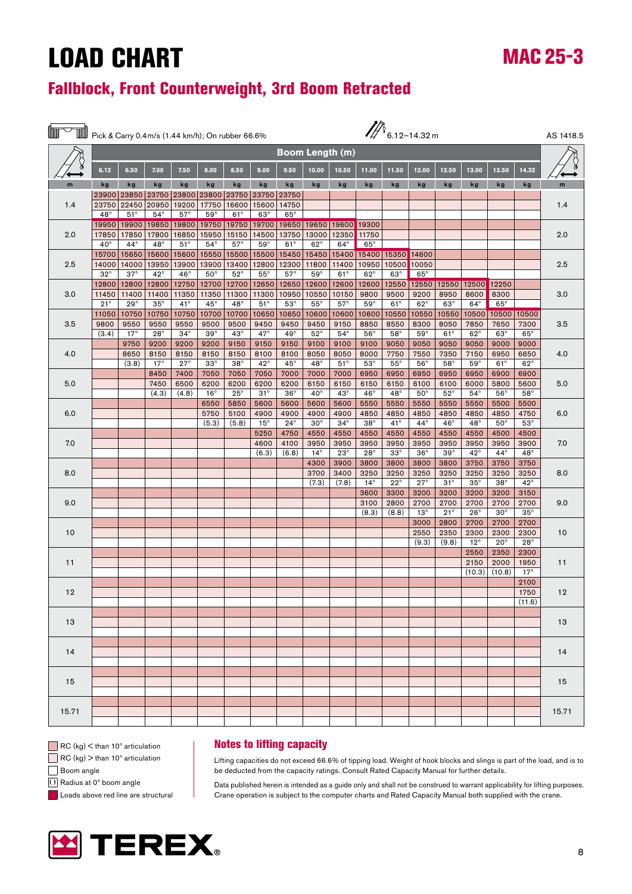# LOAD CHART

## MAC 25-3

## Fallblock, Front Counterweight, 3rd Boom Retracted

Pick & Carry 0.4 m/s (1.44 km/h); On rubber 66.6% — 6.12–14.32 m — AS 1418.5

| m | 6.12 | 6.50 | 7.00 | 7.50 | 8.00 | 8.50 | 9.00 | 9.50 | 10.00 | 10.50 | 11.00 | 11.50 | 12.00 | 12.50 | 13.00 | 13.50 | 14.32 | m |
|---|---|---|---|---|---|---|---|---|---|---|---|---|---|---|---|---|---|---|
| | kg | kg | kg | kg | kg | kg | kg | kg | kg | kg | kg | kg | kg | kg | kg | kg | kg | |
| 1.4 | 23900 | 23850 | 23750 | 23800 | 23800 | 23750 | 23750 | 23750 | | | | | | | | | | 1.4 |
| | 23750 | 22450 | 20950 | 19200 | 17750 | 16600 | 15600 | 14750 | | | | | | | | | | |
| | 48° | 51° | 54° | 57° | 59° | 61° | 63° | 65° | | | | | | | | | | |
| 2.0 | 19950 | 19900 | 19850 | 19800 | 19750 | 19750 | 19700 | 19650 | 19650 | 19600 | 19300 | | | | | | | 2.0 |
| | 17850 | 17850 | 17800 | 16850 | 15950 | 15150 | 14500 | 13750 | 13000 | 12350 | 11750 | | | | | | | |
| | 40° | 44° | 48° | 51° | 54° | 57° | 59° | 61° | 62° | 64° | 65° | | | | | | | |
| 2.5 | 15700 | 15650 | 15600 | 15600 | 15550 | 15500 | 15500 | 15450 | 15450 | 15400 | 15400 | 15350 | 14600 | | | | | 2.5 |
| | 14000 | 14000 | 13950 | 13900 | 13900 | 13400 | 12800 | 12300 | 11800 | 11400 | 10950 | 10500 | 10050 | | | | | |
| | 32° | 37° | 42° | 46° | 50° | 52° | 55° | 57° | 59° | 61° | 62° | 63° | 65° | | | | | |
| 3.0 | 12800 | 12800 | 12800 | 12750 | 12700 | 12700 | 12650 | 12650 | 12600 | 12600 | 12600 | 12550 | 12550 | 12550 | 12500 | 12250 | | 3.0 |
| | 11450 | 11400 | 11400 | 11350 | 11350 | 11300 | 11300 | 10950 | 10550 | 10150 | 9800 | 9500 | 9200 | 8950 | 8600 | 8300 | | |
| | 21° | 29° | 35° | 41° | 45° | 48° | 51° | 53° | 55° | 57° | 59° | 61° | 62° | 63° | 64° | 65° | | |
| 3.5 | 11050 | 10750 | 10750 | 10750 | 10700 | 10700 | 10650 | 10650 | 10600 | 10600 | 10600 | 10550 | 10550 | 10550 | 10500 | 10500 | 10500 | 3.5 |
| | 9800 | 9550 | 9550 | 9550 | 9500 | 9500 | 9450 | 9450 | 9450 | 9150 | 8850 | 8550 | 8300 | 8050 | 7850 | 7650 | 7300 | |
| | (3.4) | 17° | 28° | 34° | 39° | 43° | 47° | 49° | 52° | 54° | 56° | 58° | 59° | 61° | 62° | 63° | 65° | |
| 4.0 | | 9750 | 9200 | 9200 | 9200 | 9150 | 9150 | 9150 | 9100 | 9100 | 9100 | 9050 | 9050 | 9050 | 9050 | 9000 | 9000 | 4.0 |
| | | 8650 | 8150 | 8150 | 8150 | 8150 | 8100 | 8100 | 8050 | 8050 | 8000 | 7750 | 7550 | 7350 | 7150 | 6950 | 6650 | |
| | | (3.8) | 17° | 27° | 33° | 38° | 42° | 45° | 48° | 51° | 53° | 55° | 56° | 58° | 59° | 61° | 62° | |
| 5.0 | | | 8450 | 7400 | 7050 | 7050 | 7050 | 7000 | 7000 | 7000 | 6950 | 6950 | 6950 | 6950 | 6950 | 6900 | 6900 | 5.0 |
| | | | 7450 | 6500 | 6200 | 6200 | 6200 | 6200 | 6150 | 6150 | 6150 | 6150 | 6100 | 6100 | 6000 | 5800 | 5600 | |
| | | | (4.3) | (4.8) | 16° | 25° | 31° | 36° | 40° | 43° | 46° | 48° | 50° | 52° | 54° | 56° | 58° | |
| 6.0 | | | | | 6550 | 5850 | 5600 | 5600 | 5600 | 5600 | 5550 | 5550 | 5550 | 5550 | 5550 | 5500 | 5500 | 6.0 |
| | | | | | 5750 | 5100 | 4900 | 4900 | 4900 | 4900 | 4850 | 4850 | 4850 | 4850 | 4850 | 4850 | 4750 | |
| | | | | | (5.3) | (5.8) | 15° | 24° | 30° | 34° | 38° | 41° | 44° | 46° | 48° | 50° | 53° | |
| 7.0 | | | | | | | 5250 | 4750 | 4550 | 4550 | 4550 | 4550 | 4550 | 4550 | 4550 | 4500 | 4500 | 7.0 |
| | | | | | | | 4600 | 4100 | 3950 | 3950 | 3950 | 3950 | 3950 | 3950 | 3950 | 3950 | 3900 | |
| | | | | | | | (6.3) | (6.8) | 14° | 23° | 28° | 33° | 36° | 39° | 42° | 44° | 48° | |
| 8.0 | | | | | | | | | 4300 | 3900 | 3800 | 3800 | 3800 | 3800 | 3750 | 3750 | 3750 | 8.0 |
| | | | | | | | | | 3700 | 3400 | 3250 | 3250 | 3250 | 3250 | 3250 | 3250 | 3250 | |
| | | | | | | | | | (7.3) | (7.8) | 14° | 22° | 27° | 31° | 35° | 38° | 42° | |
| 9.0 | | | | | | | | | | | 3600 | 3300 | 3200 | 3200 | 3200 | 3200 | 3150 | 9.0 |
| | | | | | | | | | | | 3100 | 2800 | 2700 | 2700 | 2700 | 2700 | 2700 | |
| | | | | | | | | | | | (8.3) | (8.8) | 13° | 21° | 26° | 30° | 35° | |
| 10 | | | | | | | | | | | | | 3000 | 2800 | 2700 | 2700 | 2700 | 10 |
| | | | | | | | | | | | | | 2550 | 2350 | 2300 | 2300 | 2300 | |
| | | | | | | | | | | | | | (9.3) | (9.8) | 12° | 20° | 28° | |
| 11 | | | | | | | | | | | | | | | 2550 | 2350 | 2300 | 11 |
| | | | | | | | | | | | | | | | 2150 | 2000 | 1950 | |
| | | | | | | | | | | | | | | | (10.3) | (10.8) | 17° | |
| 12 | | | | | | | | | | | | | | | | | 2100 | 12 |
| | | | | | | | | | | | | | | | | | 1750 | |
| | | | | | | | | | | | | | | | | | (11.6) | |
| 13 | | | | | | | | | | | | | | | | | | 13 |
| 14 | | | | | | | | | | | | | | | | | | 14 |
| 15 | | | | | | | | | | | | | | | | | | 15 |
| 15.71 | | | | | | | | | | | | | | | | | | 15.71 |

- RC (kg) < than 10° articulation
- RC (kg) > than 10° articulation
- Boom angle
- () Radius at 0° boom angle
- Loads above red line are structural

### Notes to lifting capacity

Lifting capacities do not exceed 66.6% of tipping load. Weight of hook blocks and slings is part of the load, and is to be deducted from the capacity ratings. Consult Rated Capacity Manual for further details.

Data published herein is intended as a guide only and shall not be construed to warrant applicability for lifting purposes. Crane operation is subject to the computer charts and Rated Capacity Manual both supplied with the crane.

TEREX®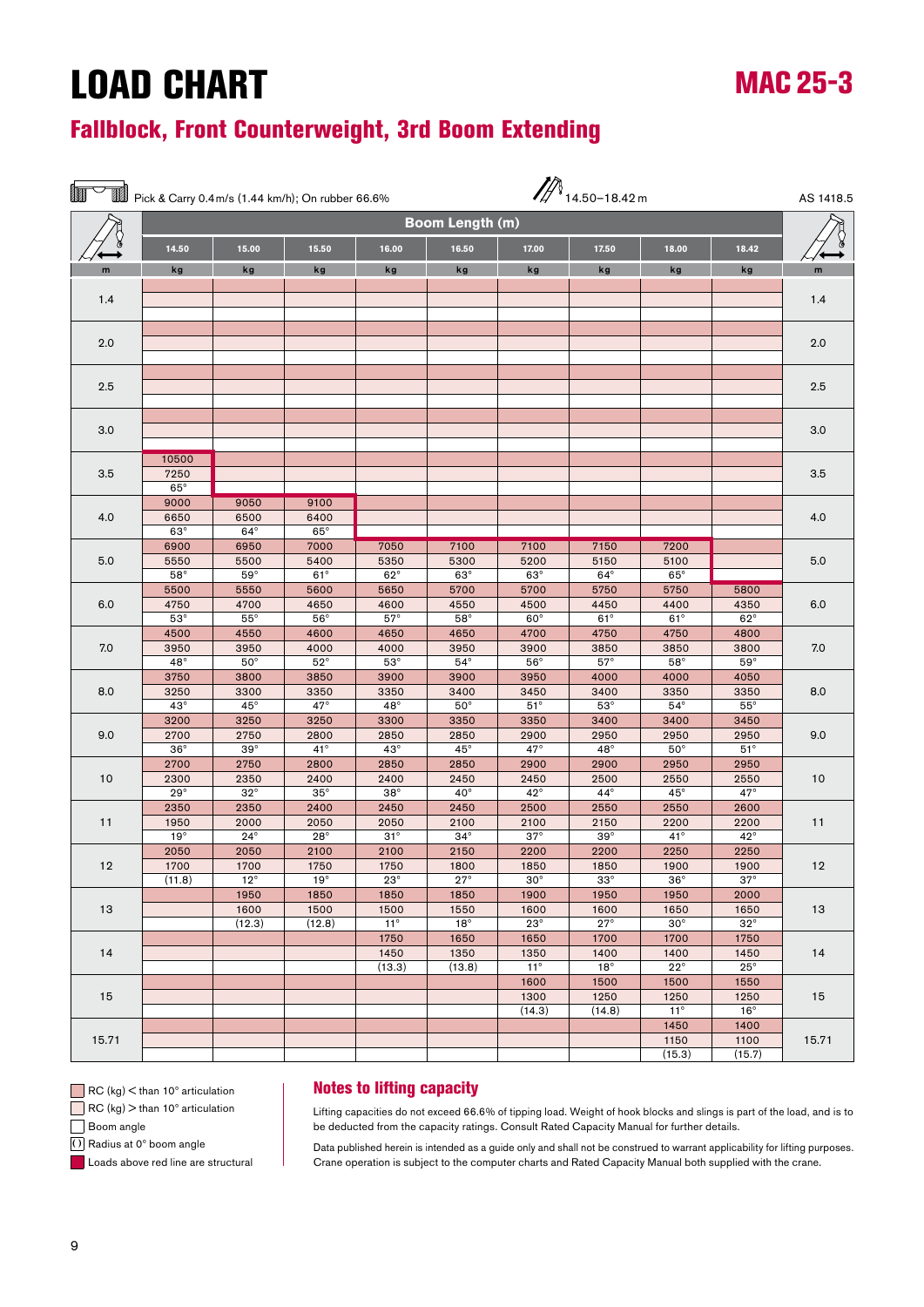# LOAD CHART

## MAC 25-3

## Fallblock, Front Counterweight, 3rd Boom Extending

Pick & Carry 0.4 m/s (1.44 km/h); On rubber 66.6% — 14.50–18.42 m — AS 1418.5

| m | 14.50 | 15.00 | 15.50 | 16.00 | 16.50 | 17.00 | 17.50 | 18.00 | 18.42 | m |
|---|---|---|---|---|---|---|---|---|---|---|
| | kg | kg | kg | kg | kg | kg | kg | kg | kg | |
| 1.4 | | | | | | | | | | 1.4 |
| 2.0 | | | | | | | | | | 2.0 |
| 2.5 | | | | | | | | | | 2.5 |
| 3.0 | | | | | | | | | | 3.0 |
| 3.5 | 10500<br>7250<br>65° | | | | | | | | | 3.5 |
| 4.0 | 9000<br>6650<br>63° | 9050<br>6500<br>64° | 9100<br>6400<br>65° | | | | | | | 4.0 |
| 5.0 | 6900<br>5550<br>58° | 6950<br>5500<br>59° | 7000<br>5400<br>61° | 7050<br>5350<br>62° | 7100<br>5300<br>63° | 7100<br>5200<br>63° | 7150<br>5150<br>64° | 7200<br>5100<br>65° | | 5.0 |
| 6.0 | 5500<br>4750<br>53° | 5550<br>4700<br>55° | 5600<br>4650<br>56° | 5650<br>4600<br>57° | 5700<br>4550<br>58° | 5700<br>4500<br>60° | 5750<br>4450<br>61° | 5750<br>4400<br>61° | 5800<br>4350<br>62° | 6.0 |
| 7.0 | 4500<br>3950<br>48° | 4550<br>3950<br>50° | 4600<br>4000<br>52° | 4650<br>4000<br>53° | 4650<br>3950<br>54° | 4700<br>3900<br>56° | 4750<br>3850<br>57° | 4750<br>3850<br>58° | 4800<br>3800<br>59° | 7.0 |
| 8.0 | 3750<br>3250<br>43° | 3800<br>3300<br>45° | 3850<br>3350<br>47° | 3900<br>3350<br>48° | 3900<br>3400<br>50° | 3950<br>3450<br>51° | 4000<br>3400<br>53° | 4000<br>3350<br>54° | 4050<br>3350<br>55° | 8.0 |
| 9.0 | 3200<br>2700<br>36° | 3250<br>2750<br>39° | 3250<br>2800<br>41° | 3300<br>2850<br>43° | 3350<br>2850<br>45° | 3350<br>2900<br>47° | 3400<br>2950<br>48° | 3400<br>2950<br>50° | 3450<br>2950<br>51° | 9.0 |
| 10 | 2700<br>2300<br>29° | 2750<br>2350<br>32° | 2800<br>2400<br>35° | 2850<br>2400<br>38° | 2850<br>2450<br>40° | 2900<br>2450<br>42° | 2900<br>2500<br>44° | 2950<br>2550<br>45° | 2950<br>2550<br>47° | 10 |
| 11 | 2350<br>1950<br>19° | 2350<br>2000<br>24° | 2400<br>2050<br>28° | 2450<br>2050<br>31° | 2450<br>2100<br>34° | 2500<br>2100<br>37° | 2550<br>2150<br>39° | 2550<br>2200<br>41° | 2600<br>2200<br>42° | 11 |
| 12 | 2050<br>1700<br>(11.8) | 2050<br>1700<br>12° | 2100<br>1750<br>19° | 2100<br>1750<br>23° | 2150<br>1800<br>27° | 2200<br>1850<br>30° | 2200<br>1850<br>33° | 2250<br>1900<br>36° | 2250<br>1900<br>37° | 12 |
| 13 | | 1950<br>1600<br>(12.3) | 1850<br>1500<br>(12.8) | 1850<br>1500<br>11° | 1850<br>1550<br>18° | 1900<br>1600<br>23° | 1950<br>1600<br>27° | 1950<br>1650<br>30° | 2000<br>1650<br>32° | 13 |
| 14 | | | | 1750<br>1450<br>(13.3) | 1650<br>1350<br>(13.8) | 1650<br>1350<br>11° | 1700<br>1400<br>18° | 1700<br>1400<br>22° | 1750<br>1450<br>25° | 14 |
| 15 | | | | | | 1600<br>1300<br>(14.3) | 1500<br>1250<br>(14.8) | 1500<br>1250<br>11° | 1550<br>1250<br>16° | 15 |
| 15.71 | | | | | | | | 1450<br>1150<br>(15.3) | 1400<br>1100<br>(15.7) | 15.71 |

- RC (kg) < than 10° articulation
- RC (kg) > than 10° articulation
- Boom angle
- ( ) Radius at 0° boom angle
- Loads above red line are structural

### Notes to lifting capacity

Lifting capacities do not exceed 66.6% of tipping load. Weight of hook blocks and slings is part of the load, and is to be deducted from the capacity ratings. Consult Rated Capacity Manual for further details.

Data published herein is intended as a guide only and shall not be construed to warrant applicability for lifting purposes. Crane operation is subject to the computer charts and Rated Capacity Manual both supplied with the crane.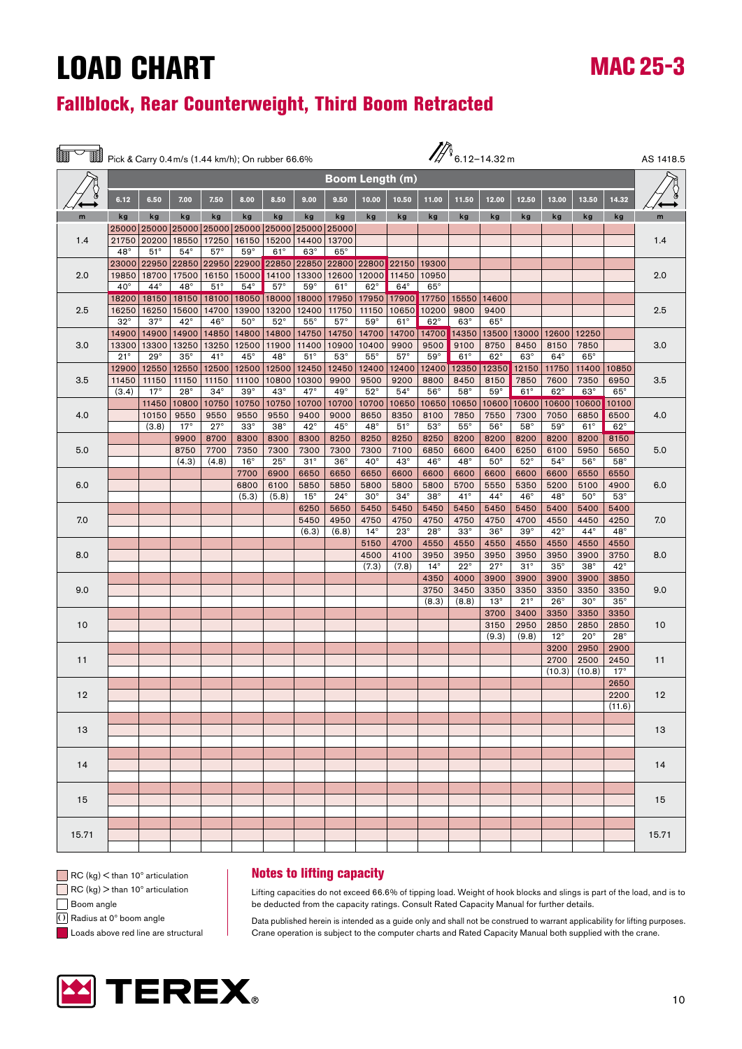# LOAD CHART

## MAC 25-3

## Fallblock, Rear Counterweight, Third Boom Retracted

Pick & Carry 0.4 m/s (1.44 km/h); On rubber 66.6%

6.12–14.32 m

AS 1418.5

| Radius (m) | Boom Length (m) 6.12 | 6.50 | 7.00 | 7.50 | 8.00 | 8.50 | 9.00 | 9.50 | 10.00 | 10.50 | 11.00 | 11.50 | 12.00 | 12.50 | 13.00 | 13.50 | 14.32 | Radius (m) |
|---|---|---|---|---|---|---|---|---|---|---|---|---|---|---|---|---|---|---|
| m | kg | kg | kg | kg | kg | kg | kg | kg | kg | kg | kg | kg | kg | kg | kg | kg | kg | m |
| 1.4 | 25000 | 25000 | 25000 | 25000 | 25000 | 25000 | 25000 | 25000 | | | | | | | | | | 1.4 |
| | 21750 | 20200 | 18550 | 17250 | 16150 | 15200 | 14400 | 13700 | | | | | | | | | | |
| | 48° | 51° | 54° | 57° | 59° | 61° | 63° | 65° | | | | | | | | | | |
| 2.0 | 23000 | 22950 | 22850 | 22950 | 22900 | 22850 | 22850 | 22800 | 22800 | 22150 | 19300 | | | | | | | 2.0 |
| | 19850 | 18700 | 17500 | 16150 | 15000 | 14100 | 13300 | 12600 | 12000 | 11450 | 10950 | | | | | | | |
| | 40° | 44° | 48° | 51° | 54° | 57° | 59° | 61° | 62° | 64° | 65° | | | | | | | |
| 2.5 | 18200 | 18150 | 18150 | 18100 | 18050 | 18000 | 18000 | 17950 | 17950 | 17900 | 17750 | 15550 | 14600 | | | | | 2.5 |
| | 16250 | 16250 | 15600 | 14700 | 13900 | 13200 | 12400 | 11750 | 11150 | 10650 | 10200 | 9800 | 9400 | | | | | |
| | 32° | 37° | 42° | 46° | 50° | 52° | 55° | 57° | 59° | 61° | 62° | 63° | 65° | | | | | |
| 3.0 | 14900 | 14900 | 14900 | 14850 | 14800 | 14800 | 14750 | 14750 | 14700 | 14700 | 14700 | 14350 | 13500 | 13000 | 12600 | 12250 | | 3.0 |
| | 13300 | 13300 | 13250 | 13250 | 12500 | 11900 | 11400 | 10900 | 10400 | 9900 | 9500 | 9100 | 8750 | 8450 | 8150 | 7850 | | |
| | 21° | 29° | 35° | 41° | 45° | 48° | 51° | 53° | 55° | 57° | 59° | 61° | 62° | 63° | 64° | 65° | | |
| 3.5 | 12900 | 12550 | 12550 | 12500 | 12500 | 12500 | 12450 | 12450 | 12400 | 12400 | 12400 | 12350 | 12350 | 12150 | 11750 | 11400 | 10850 | 3.5 |
| | 11450 | 11150 | 11150 | 11150 | 11100 | 10800 | 10300 | 9900 | 9500 | 9200 | 8800 | 8450 | 8150 | 7850 | 7600 | 7350 | 6950 | |
| | (3.4) | 17° | 28° | 34° | 39° | 43° | 47° | 49° | 52° | 54° | 56° | 58° | 59° | 61° | 62° | 63° | 65° | |
| 4.0 | | 11450 | 10800 | 10750 | 10750 | 10750 | 10700 | 10700 | 10700 | 10650 | 10650 | 10650 | 10600 | 10600 | 10600 | 10600 | 10100 | 4.0 |
| | | 10150 | 9550 | 9550 | 9550 | 9550 | 9400 | 9000 | 8650 | 8350 | 8100 | 7850 | 7550 | 7300 | 7050 | 6850 | 6500 | |
| | | (3.8) | 17° | 27° | 33° | 38° | 42° | 45° | 48° | 51° | 53° | 55° | 56° | 58° | 59° | 61° | 62° | |
| 5.0 | | | 9900 | 8700 | 8300 | 8300 | 8300 | 8250 | 8250 | 8250 | 8250 | 8200 | 8200 | 8200 | 8200 | 8200 | 8150 | 5.0 |
| | | | 8750 | 7700 | 7350 | 7300 | 7300 | 7300 | 7300 | 7100 | 6850 | 6600 | 6400 | 6250 | 6100 | 5950 | 5650 | |
| | | | (4.3) | (4.8) | 16° | 25° | 31° | 36° | 40° | 43° | 46° | 48° | 50° | 52° | 54° | 56° | 58° | |
| 6.0 | | | | | 7700 | 6900 | 6650 | 6650 | 6650 | 6600 | 6600 | 6600 | 6600 | 6600 | 6600 | 6550 | 6550 | 6.0 |
| | | | | | 6800 | 6100 | 5850 | 5850 | 5800 | 5800 | 5800 | 5700 | 5550 | 5350 | 5200 | 5100 | 4900 | |
| | | | | | (5.3) | (5.8) | 15° | 24° | 30° | 34° | 38° | 41° | 44° | 46° | 48° | 50° | 53° | |
| 7.0 | | | | | | | 6250 | 5650 | 5450 | 5450 | 5450 | 5450 | 5450 | 5450 | 5400 | 5400 | 5400 | 7.0 |
| | | | | | | | 5450 | 4950 | 4750 | 4750 | 4750 | 4750 | 4750 | 4700 | 4550 | 4450 | 4250 | |
| | | | | | | | (6.3) | (6.8) | 14° | 23° | 28° | 33° | 36° | 39° | 42° | 44° | 48° | |
| 8.0 | | | | | | | | | 5150 | 4700 | 4550 | 4550 | 4550 | 4550 | 4550 | 4550 | 4550 | 8.0 |
| | | | | | | | | | 4500 | 4100 | 3950 | 3950 | 3950 | 3950 | 3950 | 3900 | 3750 | |
| | | | | | | | | | (7.3) | (7.8) | 14° | 22° | 27° | 31° | 35° | 38° | 42° | |
| 9.0 | | | | | | | | | | | 4350 | 4000 | 3900 | 3900 | 3900 | 3900 | 3850 | 9.0 |
| | | | | | | | | | | | 3750 | 3450 | 3350 | 3350 | 3350 | 3350 | 3350 | |
| | | | | | | | | | | | (8.3) | (8.8) | 13° | 21° | 26° | 30° | 35° | |
| 10 | | | | | | | | | | | | | 3700 | 3400 | 3350 | 3350 | 3350 | 10 |
| | | | | | | | | | | | | | 3150 | 2950 | 2850 | 2850 | 2850 | |
| | | | | | | | | | | | | | (9.3) | (9.8) | 12° | 20° | 28° | |
| 11 | | | | | | | | | | | | | | | 3200 | 2950 | 2900 | 11 |
| | | | | | | | | | | | | | | | 2700 | 2500 | 2450 | |
| | | | | | | | | | | | | | | | (10.3) | (10.8) | 17° | |
| 12 | | | | | | | | | | | | | | | | | 2650 | 12 |
| | | | | | | | | | | | | | | | | | 2200 | |
| | | | | | | | | | | | | | | | | | (11.6) | |
| 13 | | | | | | | | | | | | | | | | | | 13 |
| 14 | | | | | | | | | | | | | | | | | | 14 |
| 15 | | | | | | | | | | | | | | | | | | 15 |
| 15.71 | | | | | | | | | | | | | | | | | | 15.71 |

- RC (kg) < than 10° articulation
- RC (kg) > than 10° articulation
- Boom angle
- ( ) Radius at 0° boom angle
- Loads above red line are structural

### Notes to lifting capacity

Lifting capacities do not exceed 66.6% of tipping load. Weight of hook blocks and slings is part of the load, and is to be deducted from the capacity ratings. Consult Rated Capacity Manual for further details.

Data published herein is intended as a guide only and shall not be construed to warrant applicability for lifting purposes. Crane operation is subject to the computer charts and Rated Capacity Manual both supplied with the crane.

TEREX®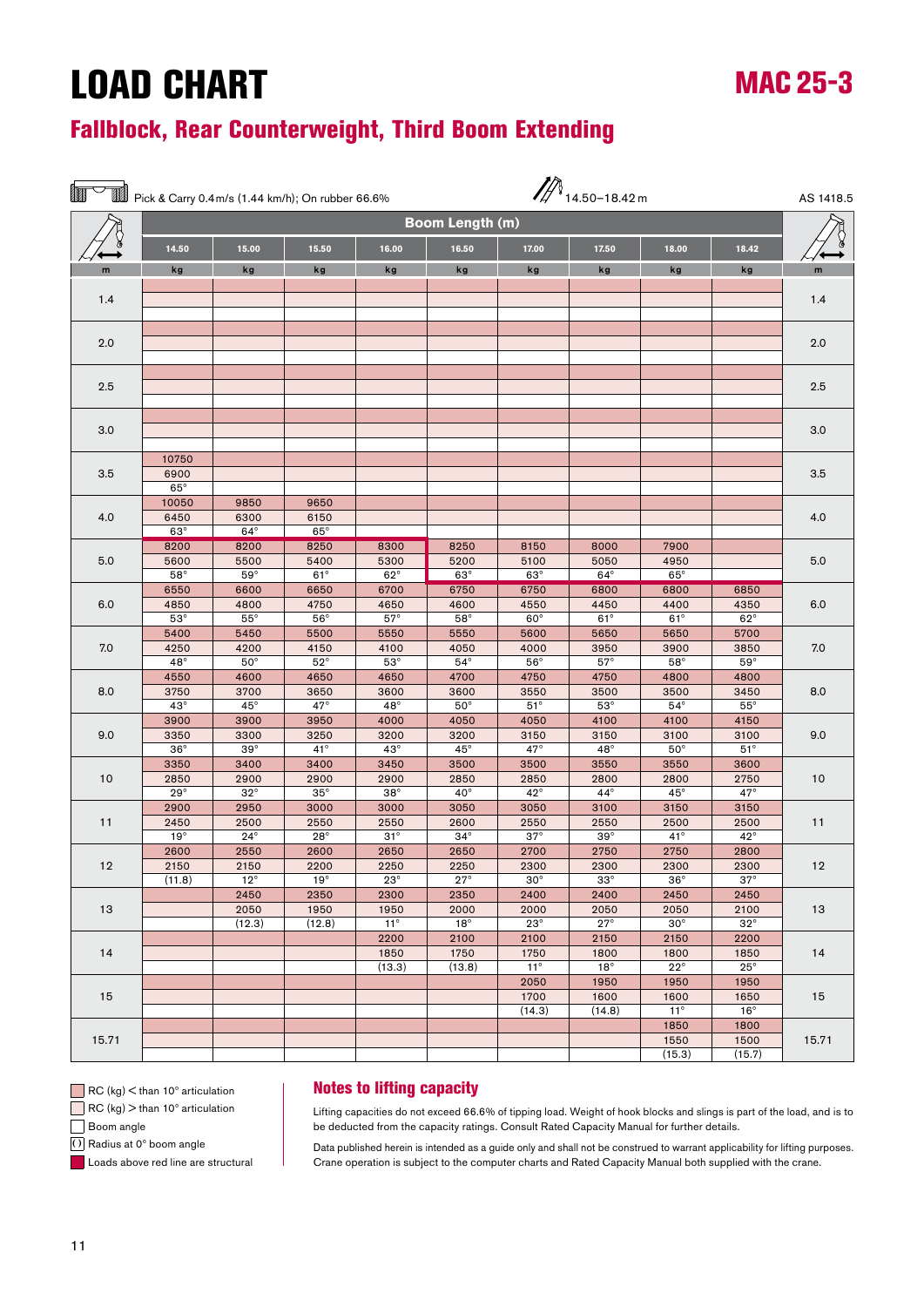# LOAD CHART

# MAC 25-3

## Fallblock, Rear Counterweight, Third Boom Extending

Pick & Carry 0.4 m/s (1.44 km/h); On rubber 66.6% — 14.50–18.42 m — AS 1418.5

| m | Boom Length (m) 14.50 | 15.00 | 15.50 | 16.00 | 16.50 | 17.00 | 17.50 | 18.00 | 18.42 | m |
|---|---|---|---|---|---|---|---|---|---|---|
| | kg | kg | kg | kg | kg | kg | kg | kg | kg | |
| 1.4 | | | | | | | | | | 1.4 |
| 2.0 | | | | | | | | | | 2.0 |
| 2.5 | | | | | | | | | | 2.5 |
| 3.0 | | | | | | | | | | 3.0 |
| 3.5 | 10750<br>6900<br>65° | | | | | | | | | 3.5 |
| 4.0 | 10050<br>6450<br>63° | 9850<br>6300<br>64° | 9650<br>6150<br>65° | | | | | | | 4.0 |
| 5.0 | 8200<br>5600<br>58° | 8200<br>5500<br>59° | 8250<br>5400<br>61° | 8300<br>5300<br>62° | 8250<br>5200<br>63° | 8150<br>5100<br>63° | 8000<br>5050<br>64° | 7900<br>4950<br>65° | | 5.0 |
| 6.0 | 6550<br>4850<br>53° | 6600<br>4800<br>55° | 6650<br>4750<br>56° | 6700<br>4650<br>57° | 6750<br>4600<br>58° | 6750<br>4550<br>60° | 6800<br>4450<br>61° | 6800<br>4400<br>61° | 6850<br>4350<br>62° | 6.0 |
| 7.0 | 5400<br>4250<br>48° | 5450<br>4200<br>50° | 5500<br>4150<br>52° | 5550<br>4100<br>53° | 5550<br>4050<br>54° | 5600<br>4000<br>56° | 5650<br>3950<br>57° | 5650<br>3900<br>58° | 5700<br>3850<br>59° | 7.0 |
| 8.0 | 4550<br>3750<br>43° | 4600<br>3700<br>45° | 4650<br>3650<br>47° | 4650<br>3600<br>48° | 4700<br>3600<br>50° | 4750<br>3550<br>51° | 4750<br>3500<br>53° | 4800<br>3500<br>54° | 4800<br>3450<br>55° | 8.0 |
| 9.0 | 3900<br>3350<br>36° | 3900<br>3300<br>39° | 3950<br>3250<br>41° | 4000<br>3200<br>43° | 4050<br>3200<br>45° | 4050<br>3150<br>47° | 4100<br>3150<br>48° | 4100<br>3100<br>50° | 4150<br>3100<br>51° | 9.0 |
| 10 | 3350<br>2850<br>29° | 3400<br>2900<br>32° | 3400<br>2900<br>35° | 3450<br>2900<br>38° | 3500<br>2850<br>40° | 3500<br>2850<br>42° | 3550<br>2800<br>44° | 3550<br>2800<br>45° | 3600<br>2750<br>47° | 10 |
| 11 | 2900<br>2450<br>19° | 2950<br>2500<br>24° | 3000<br>2550<br>28° | 3000<br>2550<br>31° | 3050<br>2600<br>34° | 3050<br>2550<br>37° | 3100<br>2550<br>39° | 3150<br>2500<br>41° | 3150<br>2500<br>42° | 11 |
| 12 | 2600<br>2150<br>(11.8) | 2550<br>2150<br>12° | 2600<br>2200<br>19° | 2650<br>2250<br>23° | 2650<br>2250<br>27° | 2700<br>2300<br>30° | 2750<br>2300<br>33° | 2750<br>2300<br>36° | 2800<br>2300<br>37° | 12 |
| 13 | | 2450<br>2050<br>(12.3) | 2350<br>1950<br>(12.8) | 2300<br>1950<br>11° | 2350<br>2000<br>18° | 2400<br>2000<br>23° | 2400<br>2050<br>27° | 2450<br>2050<br>30° | 2450<br>2100<br>32° | 13 |
| 14 | | | | 2200<br>1850<br>(13.3) | 2100<br>1750<br>(13.8) | 2100<br>1750<br>11° | 2150<br>1800<br>18° | 2150<br>1800<br>22° | 2200<br>1850<br>25° | 14 |
| 15 | | | | | | 2050<br>1700<br>(14.3) | 1950<br>1600<br>(14.8) | 1950<br>1600<br>11° | 1950<br>1650<br>16° | 15 |
| 15.71 | | | | | | | | 1850<br>1550<br>(15.3) | 1800<br>1500<br>(15.7) | 15.71 |

- RC (kg) < than 10° articulation
- RC (kg) > than 10° articulation
- Boom angle
- () Radius at 0° boom angle
- Loads above red line are structural

### Notes to lifting capacity

Lifting capacities do not exceed 66.6% of tipping load. Weight of hook blocks and slings is part of the load, and is to be deducted from the capacity ratings. Consult Rated Capacity Manual for further details.

Data published herein is intended as a guide only and shall not be construed to warrant applicability for lifting purposes. Crane operation is subject to the computer charts and Rated Capacity Manual both supplied with the crane.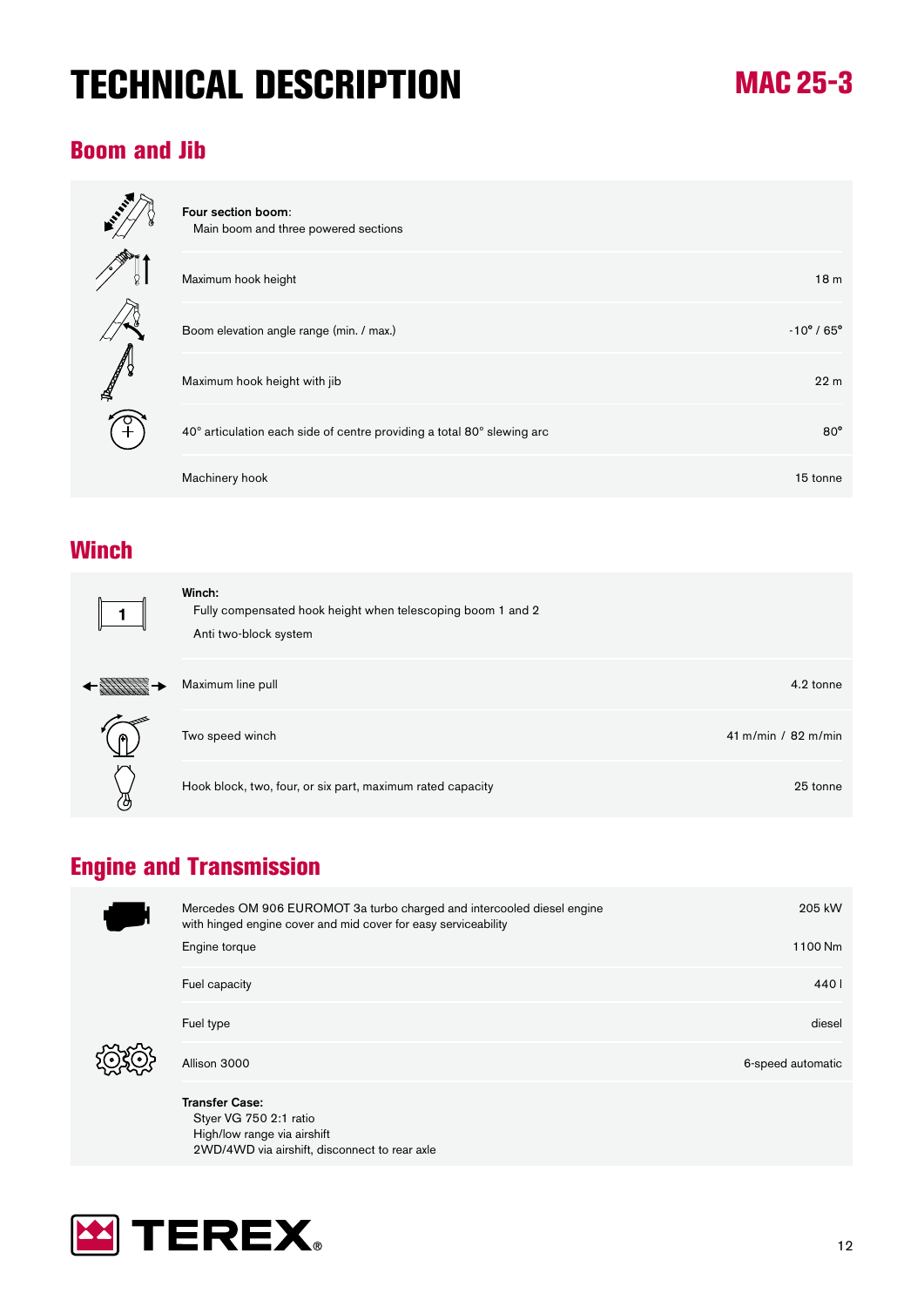# TECHNICAL DESCRIPTION

**MAC 25-3**

## Boom and Jib

**Four section boom**:
Main boom and three powered sections

| | |
|---|---|
| Maximum hook height | 18 m |
| Boom elevation angle range (min. / max.) | -10° / 65° |
| Maximum hook height with jib | 22 m |
| 40° articulation each side of centre providing a total 80° slewing arc | 80° |
| Machinery hook | 15 tonne |

## Winch

**Winch:**
Fully compensated hook height when telescoping boom 1 and 2
Anti two-block system

| | |
|---|---|
| Maximum line pull | 4.2 tonne |
| Two speed winch | 41 m/min / 82 m/min |
| Hook block, two, four, or six part, maximum rated capacity | 25 tonne |

## Engine and Transmission

| | |
|---|---|
| Mercedes OM 906 EUROMOT 3a turbo charged and intercooled diesel engine with hinged engine cover and mid cover for easy serviceability | 205 kW |
| Engine torque | 1100 Nm |
| Fuel capacity | 440 l |
| Fuel type | diesel |
| Allison 3000 | 6-speed automatic |

**Transfer Case:**
Styer VG 750 2:1 ratio
High/low range via airshift
2WD/4WD via airshift, disconnect to rear axle

TEREX®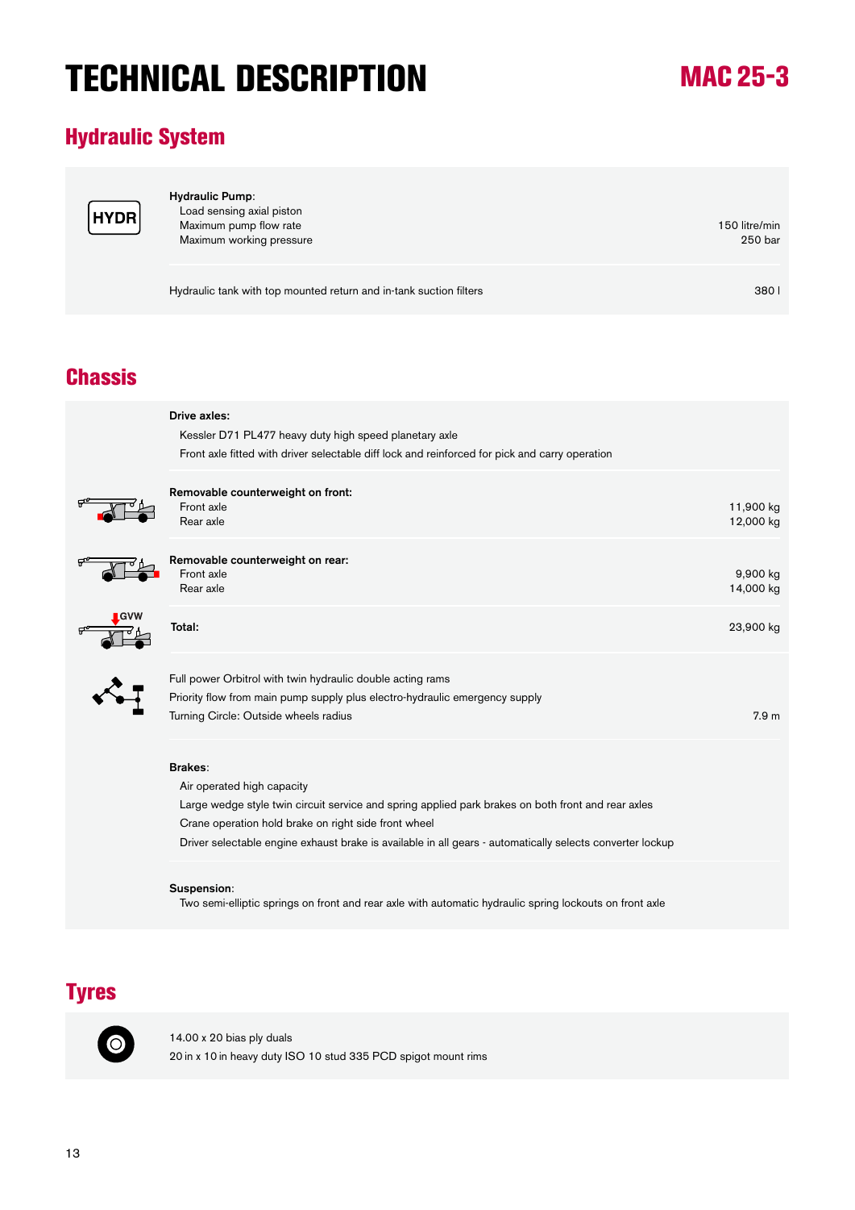# TECHNICAL DESCRIPTION

**MAC 25-3**

## Hydraulic System

HYDR

**Hydraulic Pump**:

| | |
|---|---|
| Load sensing axial piston | |
| Maximum pump flow rate | 150 litre/min |
| Maximum working pressure | 250 bar |
| Hydraulic tank with top mounted return and in-tank suction filters | 380 l |

## Chassis

**Drive axles:**

Kessler D71 PL477 heavy duty high speed planetary axle

Front axle fitted with driver selectable diff lock and reinforced for pick and carry operation

**Removable counterweight on front:**

| | |
|---|---|
| Front axle | 11,900 kg |
| Rear axle | 12,000 kg |

**Removable counterweight on rear:**

| | |
|---|---|
| Front axle | 9,900 kg |
| Rear axle | 14,000 kg |

GVW

| | |
|---|---|
| **Total:** | 23,900 kg |

Full power Orbitrol with twin hydraulic double acting rams

Priority flow from main pump supply plus electro-hydraulic emergency supply

| | |
|---|---|
| Turning Circle: Outside wheels radius | 7.9 m |

**Brakes**:

Air operated high capacity

Large wedge style twin circuit service and spring applied park brakes on both front and rear axles

Crane operation hold brake on right side front wheel

Driver selectable engine exhaust brake is available in all gears - automatically selects converter lockup

**Suspension**:

Two semi-elliptic springs on front and rear axle with automatic hydraulic spring lockouts on front axle

## Tyres

14.00 x 20 bias ply duals

20 in x 10 in heavy duty ISO 10 stud 335 PCD spigot mount rims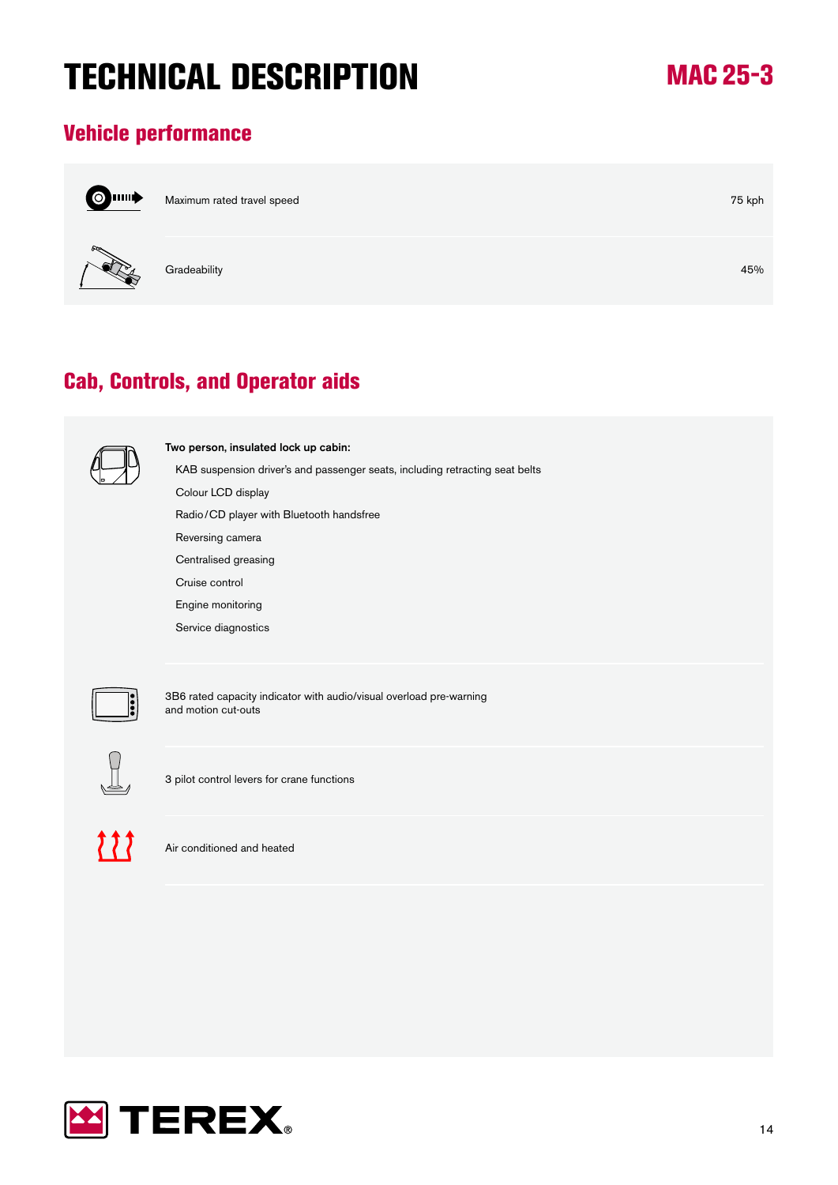# TECHNICAL DESCRIPTION

**MAC 25-3**

## Vehicle performance

| | |
|---|---|
| Maximum rated travel speed | 75 kph |
| Gradeability | 45% |

## Cab, Controls, and Operator aids

**Two person, insulated lock up cabin:**

- KAB suspension driver's and passenger seats, including retracting seat belts
- Colour LCD display
- Radio/CD player with Bluetooth handsfree
- Reversing camera
- Centralised greasing
- Cruise control
- Engine monitoring
- Service diagnostics

3B6 rated capacity indicator with audio/visual overload pre-warning and motion cut-outs

3 pilot control levers for crane functions

Air conditioned and heated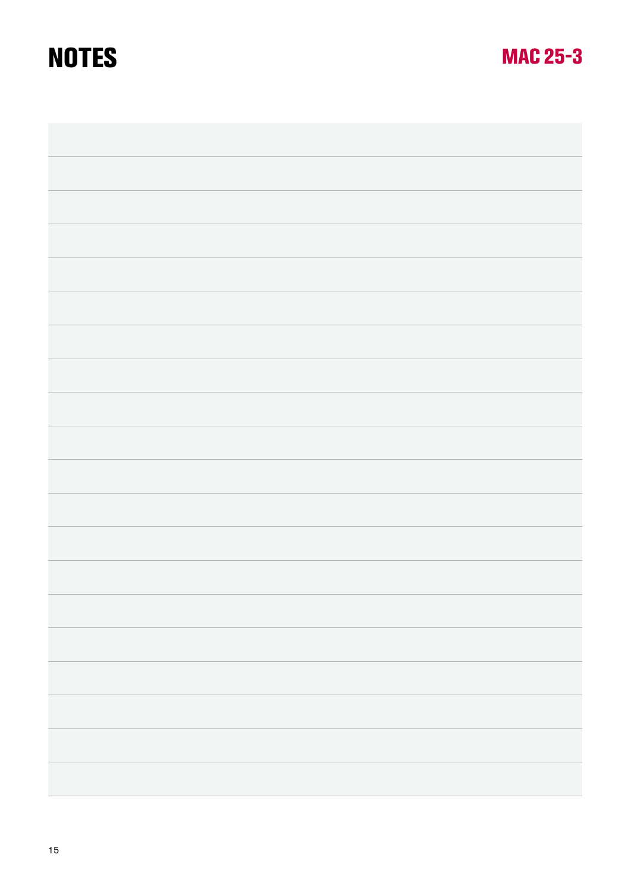# NOTES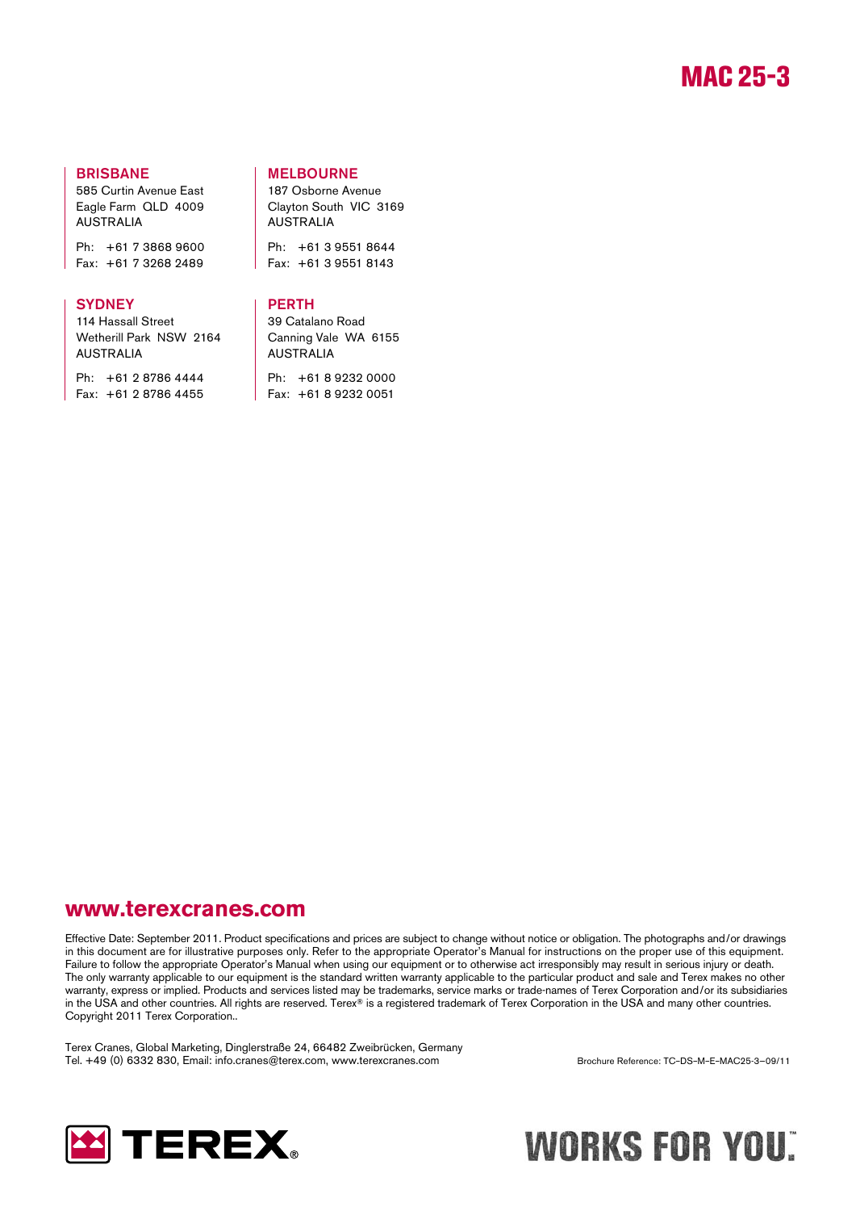# MAC 25-3

### BRISBANE

585 Curtin Avenue East
Eagle Farm QLD 4009
AUSTRALIA

Ph: +61 7 3868 9600
Fax: +61 7 3268 2489

### MELBOURNE

187 Osborne Avenue
Clayton South VIC 3169
AUSTRALIA

Ph: +61 3 9551 8644
Fax: +61 3 9551 8143

### SYDNEY

114 Hassall Street
Wetherill Park NSW 2164
AUSTRALIA

Ph: +61 2 8786 4444
Fax: +61 2 8786 4455

### PERTH

39 Catalano Road
Canning Vale WA 6155
AUSTRALIA

Ph: +61 8 9232 0000
Fax: +61 8 9232 0051

## www.terexcranes.com

Effective Date: September 2011. Product specifications and prices are subject to change without notice or obligation. The photographs and/or drawings in this document are for illustrative purposes only. Refer to the appropriate Operator's Manual for instructions on the proper use of this equipment. Failure to follow the appropriate Operator's Manual when using our equipment or to otherwise act irresponsibly may result in serious injury or death. The only warranty applicable to our equipment is the standard written warranty applicable to the particular product and sale and Terex makes no other warranty, express or implied. Products and services listed may be trademarks, service marks or trade-names of Terex Corporation and/or its subsidiaries in the USA and other countries. All rights are reserved. Terex® is a registered trademark of Terex Corporation in the USA and many other countries. Copyright 2011 Terex Corporation..

Terex Cranes, Global Marketing, Dinglerstraße 24, 66482 Zweibrücken, Germany
Tel. +49 (0) 6332 830, Email: info.cranes@terex.com, www.terexcranes.com

Brochure Reference: TC–DS–M–E–MAC25-3–09/11

TEREX®

WORKS FOR YOU.™